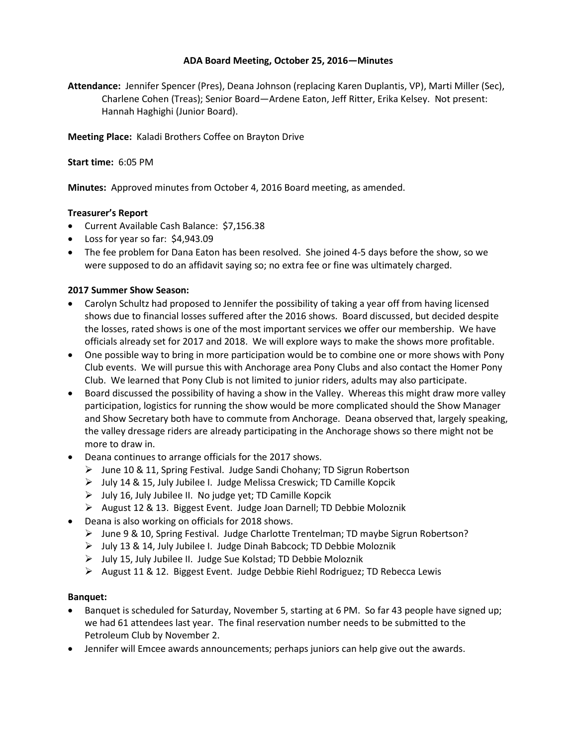# ADA Board Meeting, October 25, 2016—Minutes

**Attendance:** Jennifer Spencer (Pres), Deana Johnson (replacing Karen Duplantis, VP), Marti Miller (Sec), Charlene Cohen (Treas); Senior Board—Ardene Eaton, Jeff Ritter, Erika Kelsey. Not present: Hannah Haghighi (Junior Board).

**Meeting Place:** Kaladi Brothers Coffee on Brayton Drive

**Start time:** 6:05 PM

**Minutes:** Approved minutes from October 4, 2016 Board meeting, as amended.

**Treasurer's Report**

- Current Available Cash Balance: $7,156.38
- Loss for year so far: $4,943.09
- The fee problem for Dana Eaton has been resolved. She joined 4-5 days before the show, so we were supposed to do an affidavit saying so; no extra fee or fine was ultimately charged.

**2017 Summer Show Season:**

- Carolyn Schultz had proposed to Jennifer the possibility of taking a year off from having licensed shows due to financial losses suffered after the 2016 shows. Board discussed, but decided despite the losses, rated shows is one of the most important services we offer our membership. We have officials already set for 2017 and 2018. We will explore ways to make the shows more profitable.
- One possible way to bring in more participation would be to combine one or more shows with Pony Club events. We will pursue this with Anchorage area Pony Clubs and also contact the Homer Pony Club. We learned that Pony Club is not limited to junior riders, adults may also participate.
- Board discussed the possibility of having a show in the Valley. Whereas this might draw more valley participation, logistics for running the show would be more complicated should the Show Manager and Show Secretary both have to commute from Anchorage. Deana observed that, largely speaking, the valley dressage riders are already participating in the Anchorage shows so there might not be more to draw in.
- Deana continues to arrange officials for the 2017 shows.
    - June 10 & 11, Spring Festival. Judge Sandi Chohany; TD Sigrun Robertson
    - July 14 & 15, July Jubilee I. Judge Melissa Creswick; TD Camille Kopcik
    - July 16, July Jubilee II. No judge yet; TD Camille Kopcik
    - August 12 & 13. Biggest Event. Judge Joan Darnell; TD Debbie Moloznik
- Deana is also working on officials for 2018 shows.
    - June 9 & 10, Spring Festival. Judge Charlotte Trentelman; TD maybe Sigrun Robertson?
    - July 13 & 14, July Jubilee I. Judge Dinah Babcock; TD Debbie Moloznik
    - July 15, July Jubilee II. Judge Sue Kolstad; TD Debbie Moloznik
    - August 11 & 12. Biggest Event. Judge Debbie Riehl Rodriguez; TD Rebecca Lewis

**Banquet:**

- Banquet is scheduled for Saturday, November 5, starting at 6 PM. So far 43 people have signed up; we had 61 attendees last year. The final reservation number needs to be submitted to the Petroleum Club by November 2.
- Jennifer will Emcee awards announcements; perhaps juniors can help give out the awards.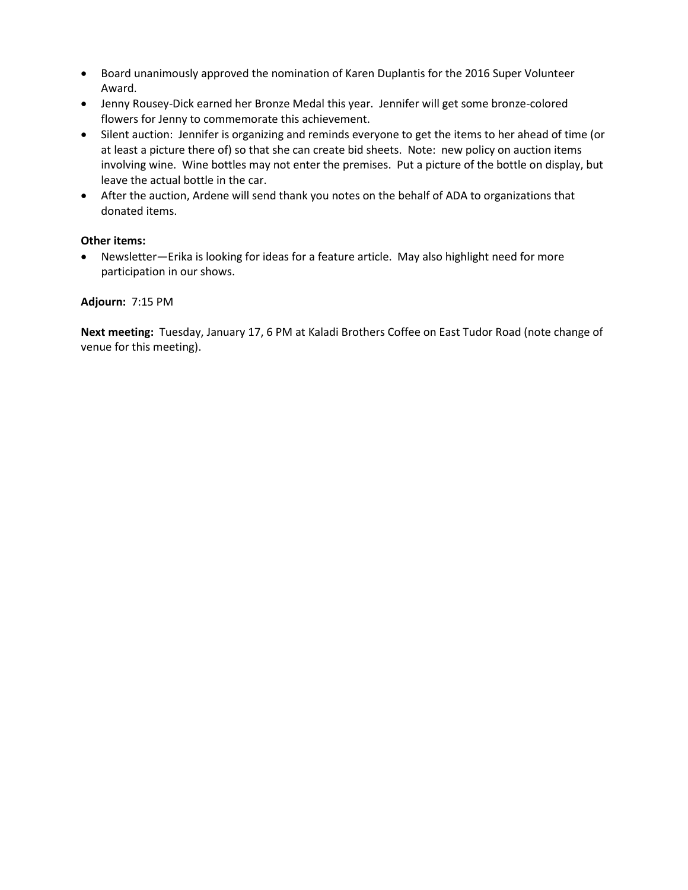- Board unanimously approved the nomination of Karen Duplantis for the 2016 Super Volunteer Award.
- Jenny Rousey-Dick earned her Bronze Medal this year. Jennifer will get some bronze-colored flowers for Jenny to commemorate this achievement.
- Silent auction: Jennifer is organizing and reminds everyone to get the items to her ahead of time (or at least a picture there of) so that she can create bid sheets. Note: new policy on auction items involving wine. Wine bottles may not enter the premises. Put a picture of the bottle on display, but leave the actual bottle in the car.
- After the auction, Ardene will send thank you notes on the behalf of ADA to organizations that donated items.

**Other items:**

- Newsletter—Erika is looking for ideas for a feature article. May also highlight need for more participation in our shows.

**Adjourn:** 7:15 PM

**Next meeting:** Tuesday, January 17, 6 PM at Kaladi Brothers Coffee on East Tudor Road (note change of venue for this meeting).